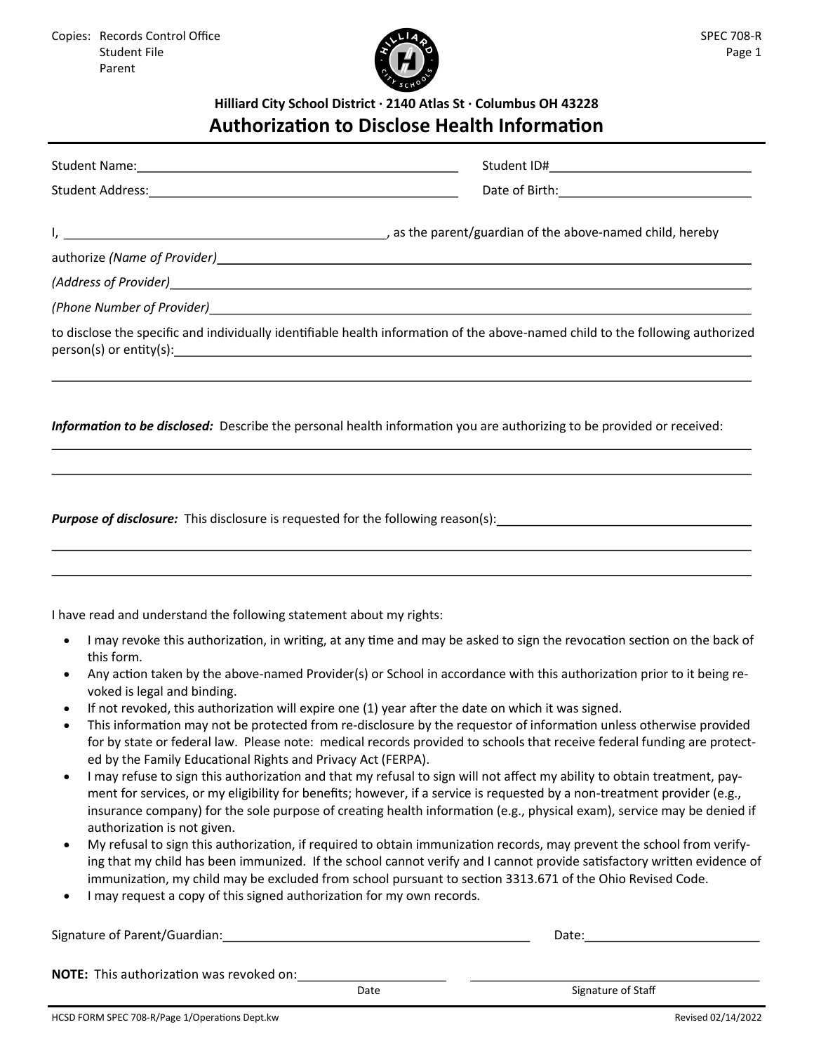Copies: Records Control Office
Student File
Parent

SPEC 708-R

**Hilliard City School District · 2140 Atlas St · Columbus OH 43228**

# Authorization to Disclose Health Information

Student Name:\_\_\_\_\_\_\_\_\_\_\_\_\_\_\_\_\_\_\_\_\_\_\_\_\_\_\_\_\_\_\_\_\_\_\_\_\_\_\_\_ Student ID#\_\_\_\_\_\_\_\_\_\_\_\_\_\_\_\_\_\_\_\_\_\_\_\_\_\_

Student Address:\_\_\_\_\_\_\_\_\_\_\_\_\_\_\_\_\_\_\_\_\_\_\_\_\_\_\_\_\_\_\_\_\_\_\_\_\_\_\_\_ Date of Birth:\_\_\_\_\_\_\_\_\_\_\_\_\_\_\_\_\_\_\_\_\_\_\_\_\_\_

I, \_\_\_\_\_\_\_\_\_\_\_\_\_\_\_\_\_\_\_\_\_\_\_\_\_\_\_\_\_\_\_\_\_\_\_\_\_\_\_\_, as the parent/guardian of the above-named child, hereby

authorize *(Name of Provider)*\_\_\_\_\_\_\_\_\_\_\_\_\_\_\_\_\_\_\_\_\_\_\_\_\_\_\_\_\_\_\_\_\_\_\_\_\_\_\_\_\_\_\_\_\_\_\_\_\_\_\_\_\_\_\_\_

*(Address of Provider)*\_\_\_\_\_\_\_\_\_\_\_\_\_\_\_\_\_\_\_\_\_\_\_\_\_\_\_\_\_\_\_\_\_\_\_\_\_\_\_\_\_\_\_\_\_\_\_\_\_\_\_\_\_\_\_\_\_\_\_\_

*(Phone Number of Provider)*\_\_\_\_\_\_\_\_\_\_\_\_\_\_\_\_\_\_\_\_\_\_\_\_\_\_\_\_\_\_\_\_\_\_\_\_\_\_\_\_\_\_\_\_\_\_\_\_\_\_\_\_\_\_\_\_

to disclose the specific and individually identifiable health information of the above-named child to the following authorized person(s) or entity(s):\_\_\_\_\_\_\_\_\_\_\_\_\_\_\_\_\_\_\_\_\_\_\_\_\_\_\_\_\_\_\_\_\_\_\_\_\_\_\_\_\_\_\_\_\_\_\_\_\_\_\_\_\_\_\_\_

\_\_\_\_\_\_\_\_\_\_\_\_\_\_\_\_\_\_\_\_\_\_\_\_\_\_\_\_\_\_\_\_\_\_\_\_\_\_\_\_\_\_\_\_\_\_\_\_\_\_\_\_\_\_\_\_\_\_\_\_\_\_\_\_\_\_\_\_\_\_\_\_\_\_\_\_\_\_

***Information to be disclosed:*** Describe the personal health information you are authorizing to be provided or received:

\_\_\_\_\_\_\_\_\_\_\_\_\_\_\_\_\_\_\_\_\_\_\_\_\_\_\_\_\_\_\_\_\_\_\_\_\_\_\_\_\_\_\_\_\_\_\_\_\_\_\_\_\_\_\_\_\_\_\_\_\_\_\_\_\_\_\_\_\_\_\_\_\_\_\_\_\_\_

\_\_\_\_\_\_\_\_\_\_\_\_\_\_\_\_\_\_\_\_\_\_\_\_\_\_\_\_\_\_\_\_\_\_\_\_\_\_\_\_\_\_\_\_\_\_\_\_\_\_\_\_\_\_\_\_\_\_\_\_\_\_\_\_\_\_\_\_\_\_\_\_\_\_\_\_\_\_

***Purpose of disclosure:*** This disclosure is requested for the following reason(s):\_\_\_\_\_\_\_\_\_\_\_\_\_\_\_\_\_\_\_\_\_\_\_\_\_\_\_\_\_\_

\_\_\_\_\_\_\_\_\_\_\_\_\_\_\_\_\_\_\_\_\_\_\_\_\_\_\_\_\_\_\_\_\_\_\_\_\_\_\_\_\_\_\_\_\_\_\_\_\_\_\_\_\_\_\_\_\_\_\_\_\_\_\_\_\_\_\_\_\_\_\_\_\_\_\_\_\_\_

\_\_\_\_\_\_\_\_\_\_\_\_\_\_\_\_\_\_\_\_\_\_\_\_\_\_\_\_\_\_\_\_\_\_\_\_\_\_\_\_\_\_\_\_\_\_\_\_\_\_\_\_\_\_\_\_\_\_\_\_\_\_\_\_\_\_\_\_\_\_\_\_\_\_\_\_\_\_

I have read and understand the following statement about my rights:

- I may revoke this authorization, in writing, at any time and may be asked to sign the revocation section on the back of this form.
- Any action taken by the above-named Provider(s) or School in accordance with this authorization prior to it being revoked is legal and binding.
- If not revoked, this authorization will expire one (1) year after the date on which it was signed.
- This information may not be protected from re-disclosure by the requestor of information unless otherwise provided for by state or federal law. Please note: medical records provided to schools that receive federal funding are protected by the Family Educational Rights and Privacy Act (FERPA).
- I may refuse to sign this authorization and that my refusal to sign will not affect my ability to obtain treatment, payment for services, or my eligibility for benefits; however, if a service is requested by a non-treatment provider (e.g., insurance company) for the sole purpose of creating health information (e.g., physical exam), service may be denied if authorization is not given.
- My refusal to sign this authorization, if required to obtain immunization records, may prevent the school from verifying that my child has been immunized. If the school cannot verify and I cannot provide satisfactory written evidence of immunization, my child may be excluded from school pursuant to section 3313.671 of the Ohio Revised Code.
- I may request a copy of this signed authorization for my own records.

Signature of Parent/Guardian:\_\_\_\_\_\_\_\_\_\_\_\_\_\_\_\_\_\_\_\_\_\_\_\_\_\_\_\_\_\_\_\_\_\_\_\_\_\_\_\_ Date:\_\_\_\_\_\_\_\_\_\_\_\_\_\_\_\_\_\_\_\_\_\_\_\_

**NOTE:** This authorization was revoked on:\_\_\_\_\_\_\_\_\_\_\_\_\_\_\_\_\_\_\_\_ \_\_\_\_\_\_\_\_\_\_\_\_\_\_\_\_\_\_\_\_\_\_\_\_\_\_\_\_\_\_\_\_\_\_\_\_\_\_\_\_

Date Signature of Staff

HCSD FORM SPEC 708-R/Page 1/Operations Dept.kw Revised 02/14/2022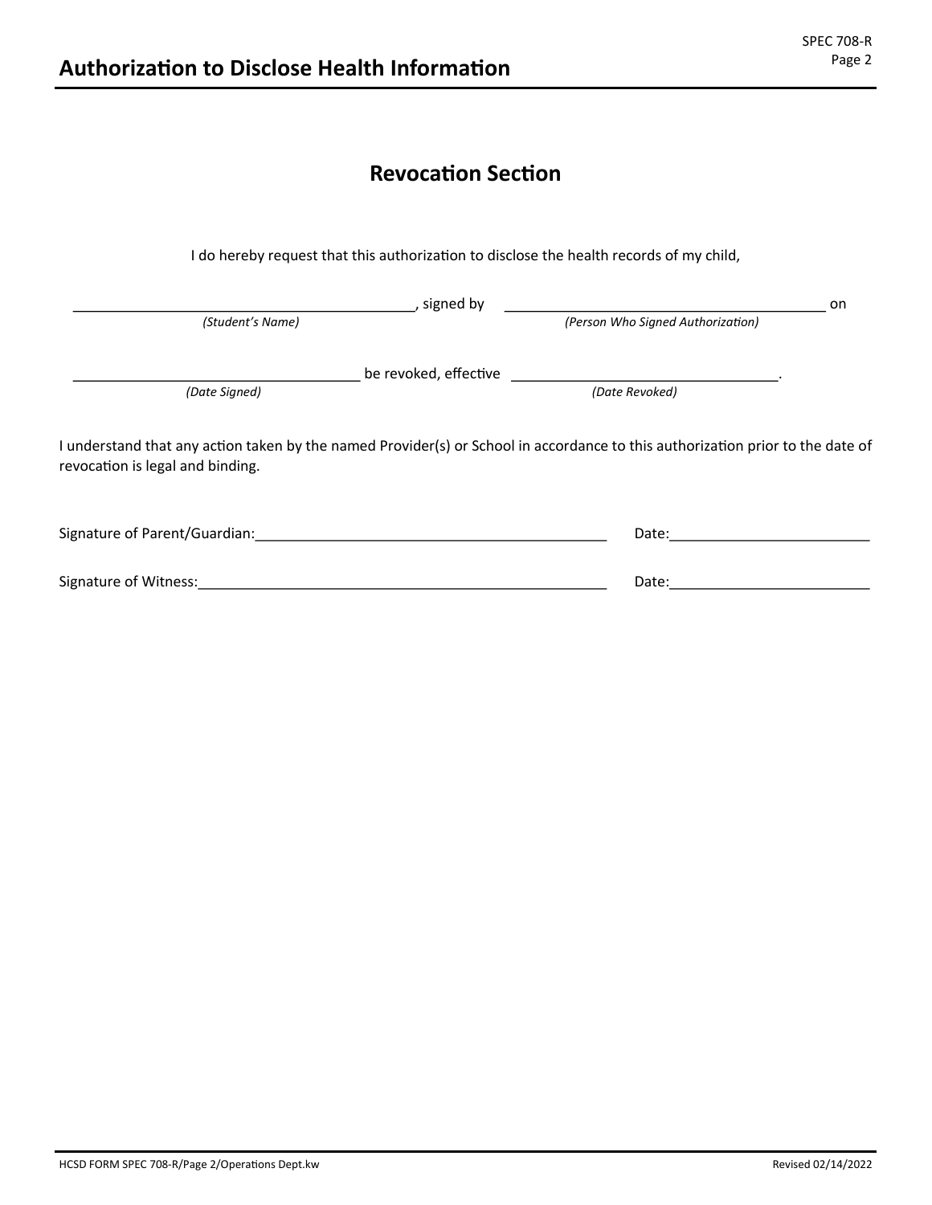## Revocation Section

I do hereby request that this authorization to disclose the health records of my child,

\_\_\_\_\_\_\_\_\_\_\_\_\_\_\_\_\_\_\_\_\_\_\_\_\_\_\_\_\_\_\_\_\_\_\_\_\_\_\_\_, signed by \_\_\_\_\_\_\_\_\_\_\_\_\_\_\_\_\_\_\_\_\_\_\_\_\_\_\_\_\_\_\_\_\_\_\_\_\_\_\_\_ on
*(Student's Name)* *(Person Who Signed Authorization)*

\_\_\_\_\_\_\_\_\_\_\_\_\_\_\_\_\_\_\_\_\_\_\_\_\_\_\_\_\_\_\_\_\_\_\_ be revoked, effective \_\_\_\_\_\_\_\_\_\_\_\_\_\_\_\_\_\_\_\_\_\_\_\_\_\_\_\_\_\_\_\_\_.
*(Date Signed)* *(Date Revoked)*

I understand that any action taken by the named Provider(s) or School in accordance to this authorization prior to the date of revocation is legal and binding.

Signature of Parent/Guardian:\_\_\_\_\_\_\_\_\_\_\_\_\_\_\_\_\_\_\_\_\_\_\_\_\_\_\_\_\_\_\_\_\_\_\_\_\_\_\_\_\_\_\_ Date:\_\_\_\_\_\_\_\_\_\_\_\_\_\_\_\_\_\_\_\_\_\_\_\_\_

Signature of Witness:\_\_\_\_\_\_\_\_\_\_\_\_\_\_\_\_\_\_\_\_\_\_\_\_\_\_\_\_\_\_\_\_\_\_\_\_\_\_\_\_\_\_\_\_\_\_\_\_\_\_\_ Date:\_\_\_\_\_\_\_\_\_\_\_\_\_\_\_\_\_\_\_\_\_\_\_\_\_

HCSD FORM SPEC 708-R/Page 2/Operations Dept.kw Revised 02/14/2022